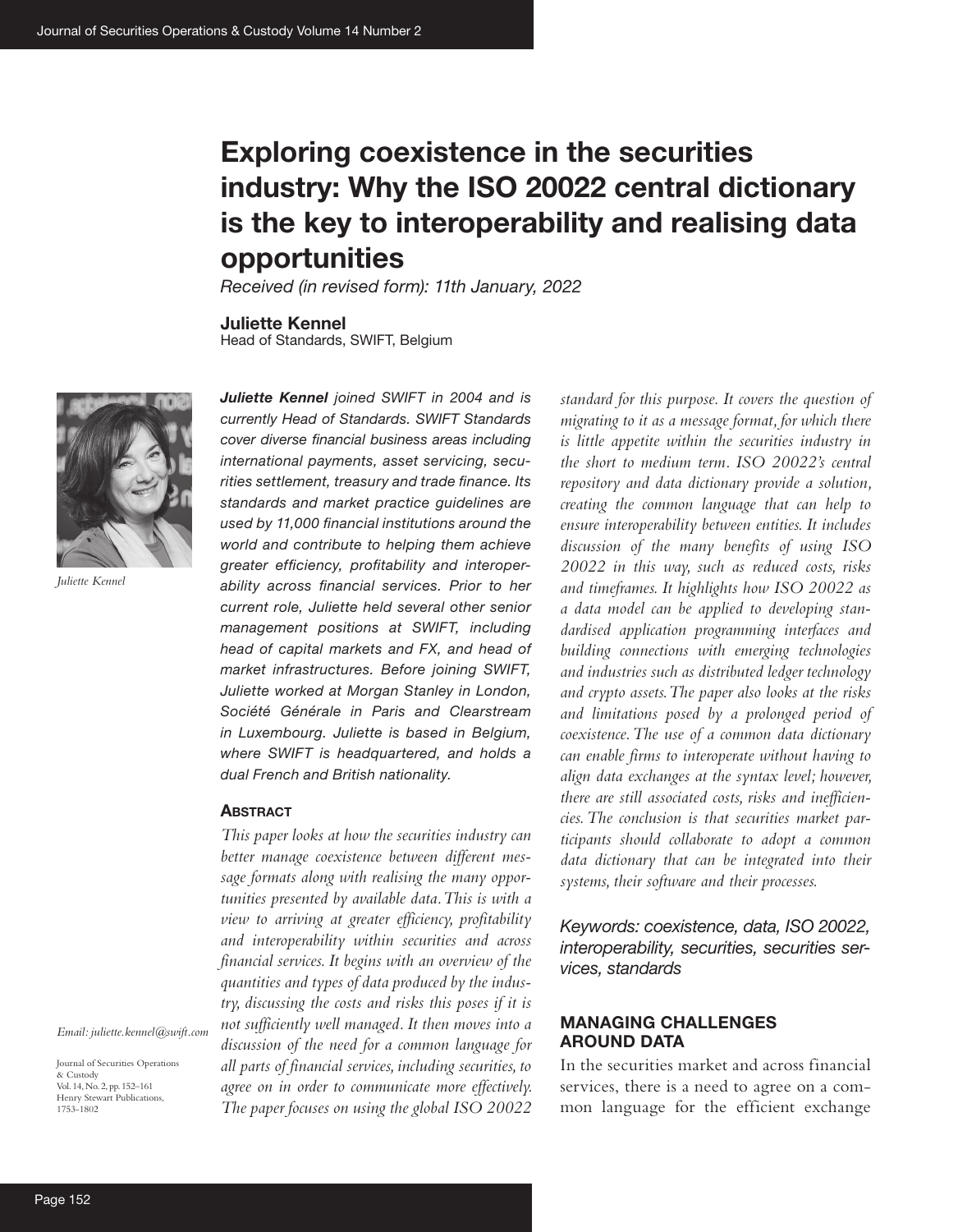# Exploring coexistence in the securities industry: Why the ISO 20022 central dictionary is the key to interoperability and realising data opportunities

*Received (in revised form): 11th January, 2022*

**Juliette Kennel**
Head of Standards, SWIFT, Belgium

*Juliette Kennel*

***Juliette Kennel*** *joined SWIFT in 2004 and is currently Head of Standards. SWIFT Standards cover diverse financial business areas including international payments, asset servicing, securities settlement, treasury and trade finance. Its standards and market practice guidelines are used by 11,000 financial institutions around the world and contribute to helping them achieve greater efficiency, profitability and interoperability across financial services. Prior to her current role, Juliette held several other senior management positions at SWIFT, including head of capital markets and FX, and head of market infrastructures. Before joining SWIFT, Juliette worked at Morgan Stanley in London, Société Générale in Paris and Clearstream in Luxembourg. Juliette is based in Belgium, where SWIFT is headquartered, and holds a dual French and British nationality.*

*Email: juliette.kennel@swift.com*

Journal of Securities Operations & Custody
Vol. 14, No. 2, pp. 152–161
Henry Stewart Publications,
1753-1802

## Abstract

*This paper looks at how the securities industry can better manage coexistence between different message formats along with realising the many opportunities presented by available data. This is with a view to arriving at greater efficiency, profitability and interoperability within securities and across financial services. It begins with an overview of the quantities and types of data produced by the industry, discussing the costs and risks this poses if it is not sufficiently well managed. It then moves into a discussion of the need for a common language for all parts of financial services, including securities, to agree on in order to communicate more effectively. The paper focuses on using the global ISO 20022 standard for this purpose. It covers the question of migrating to it as a message format, for which there is little appetite within the securities industry in the short to medium term. ISO 20022's central repository and data dictionary provide a solution, creating the common language that can help to ensure interoperability between entities. It includes discussion of the many benefits of using ISO 20022 in this way, such as reduced costs, risks and timeframes. It highlights how ISO 20022 as a data model can be applied to developing standardised application programming interfaces and building connections with emerging technologies and industries such as distributed ledger technology and crypto assets. The paper also looks at the risks and limitations posed by a prolonged period of coexistence. The use of a common data dictionary can enable firms to interoperate without having to align data exchanges at the syntax level; however, there are still associated costs, risks and inefficiencies. The conclusion is that securities market participants should collaborate to adopt a common data dictionary that can be integrated into their systems, their software and their processes.*

*Keywords: coexistence, data, ISO 20022, interoperability, securities, securities services, standards*

## MANAGING CHALLENGES AROUND DATA

In the securities market and across financial services, there is a need to agree on a common language for the efficient exchange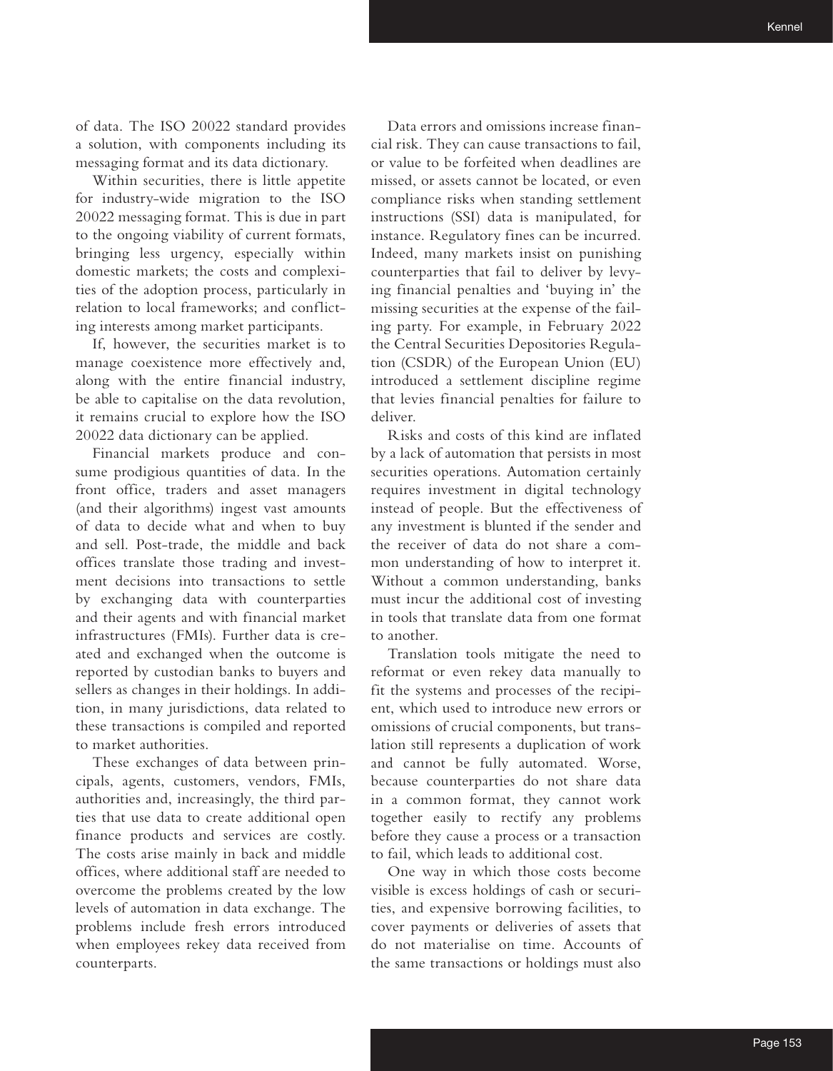of data. The ISO 20022 standard provides a solution, with components including its messaging format and its data dictionary.

Within securities, there is little appetite for industry-wide migration to the ISO 20022 messaging format. This is due in part to the ongoing viability of current formats, bringing less urgency, especially within domestic markets; the costs and complexities of the adoption process, particularly in relation to local frameworks; and conflicting interests among market participants.

If, however, the securities market is to manage coexistence more effectively and, along with the entire financial industry, be able to capitalise on the data revolution, it remains crucial to explore how the ISO 20022 data dictionary can be applied.

Financial markets produce and consume prodigious quantities of data. In the front office, traders and asset managers (and their algorithms) ingest vast amounts of data to decide what and when to buy and sell. Post-trade, the middle and back offices translate those trading and investment decisions into transactions to settle by exchanging data with counterparties and their agents and with financial market infrastructures (FMIs). Further data is created and exchanged when the outcome is reported by custodian banks to buyers and sellers as changes in their holdings. In addition, in many jurisdictions, data related to these transactions is compiled and reported to market authorities.

These exchanges of data between principals, agents, customers, vendors, FMIs, authorities and, increasingly, the third parties that use data to create additional open finance products and services are costly. The costs arise mainly in back and middle offices, where additional staff are needed to overcome the problems created by the low levels of automation in data exchange. The problems include fresh errors introduced when employees rekey data received from counterparts.

Data errors and omissions increase financial risk. They can cause transactions to fail, or value to be forfeited when deadlines are missed, or assets cannot be located, or even compliance risks when standing settlement instructions (SSI) data is manipulated, for instance. Regulatory fines can be incurred. Indeed, many markets insist on punishing counterparties that fail to deliver by levying financial penalties and 'buying in' the missing securities at the expense of the failing party. For example, in February 2022 the Central Securities Depositories Regulation (CSDR) of the European Union (EU) introduced a settlement discipline regime that levies financial penalties for failure to deliver.

Risks and costs of this kind are inflated by a lack of automation that persists in most securities operations. Automation certainly requires investment in digital technology instead of people. But the effectiveness of any investment is blunted if the sender and the receiver of data do not share a common understanding of how to interpret it. Without a common understanding, banks must incur the additional cost of investing in tools that translate data from one format to another.

Translation tools mitigate the need to reformat or even rekey data manually to fit the systems and processes of the recipient, which used to introduce new errors or omissions of crucial components, but translation still represents a duplication of work and cannot be fully automated. Worse, because counterparties do not share data in a common format, they cannot work together easily to rectify any problems before they cause a process or a transaction to fail, which leads to additional cost.

One way in which those costs become visible is excess holdings of cash or securities, and expensive borrowing facilities, to cover payments or deliveries of assets that do not materialise on time. Accounts of the same transactions or holdings must also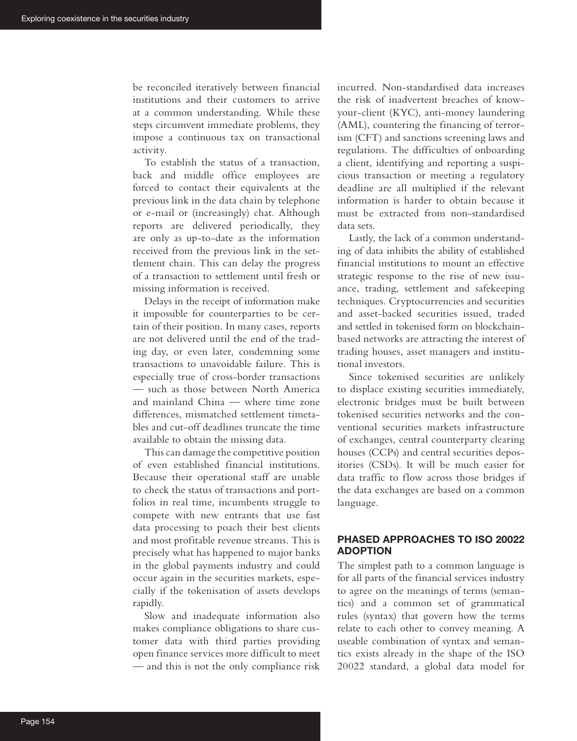be reconciled iteratively between financial institutions and their customers to arrive at a common understanding. While these steps circumvent immediate problems, they impose a continuous tax on transactional activity.

To establish the status of a transaction, back and middle office employees are forced to contact their equivalents at the previous link in the data chain by telephone or e-mail or (increasingly) chat. Although reports are delivered periodically, they are only as up-to-date as the information received from the previous link in the settlement chain. This can delay the progress of a transaction to settlement until fresh or missing information is received.

Delays in the receipt of information make it impossible for counterparties to be certain of their position. In many cases, reports are not delivered until the end of the trading day, or even later, condemning some transactions to unavoidable failure. This is especially true of cross-border transactions — such as those between North America and mainland China — where time zone differences, mismatched settlement timetables and cut-off deadlines truncate the time available to obtain the missing data.

This can damage the competitive position of even established financial institutions. Because their operational staff are unable to check the status of transactions and portfolios in real time, incumbents struggle to compete with new entrants that use fast data processing to poach their best clients and most profitable revenue streams. This is precisely what has happened to major banks in the global payments industry and could occur again in the securities markets, especially if the tokenisation of assets develops rapidly.

Slow and inadequate information also makes compliance obligations to share customer data with third parties providing open finance services more difficult to meet — and this is not the only compliance risk incurred. Non-standardised data increases the risk of inadvertent breaches of know-your-client (KYC), anti-money laundering (AML), countering the financing of terrorism (CFT) and sanctions screening laws and regulations. The difficulties of onboarding a client, identifying and reporting a suspicious transaction or meeting a regulatory deadline are all multiplied if the relevant information is harder to obtain because it must be extracted from non-standardised data sets.

Lastly, the lack of a common understanding of data inhibits the ability of established financial institutions to mount an effective strategic response to the rise of new issuance, trading, settlement and safekeeping techniques. Cryptocurrencies and securities and asset-backed securities issued, traded and settled in tokenised form on blockchain-based networks are attracting the interest of trading houses, asset managers and institutional investors.

Since tokenised securities are unlikely to displace existing securities immediately, electronic bridges must be built between tokenised securities networks and the conventional securities markets infrastructure of exchanges, central counterparty clearing houses (CCPs) and central securities depositories (CSDs). It will be much easier for data traffic to flow across those bridges if the data exchanges are based on a common language.

## PHASED APPROACHES TO ISO 20022 ADOPTION

The simplest path to a common language is for all parts of the financial services industry to agree on the meanings of terms (semantics) and a common set of grammatical rules (syntax) that govern how the terms relate to each other to convey meaning. A useable combination of syntax and semantics exists already in the shape of the ISO 20022 standard, a global data model for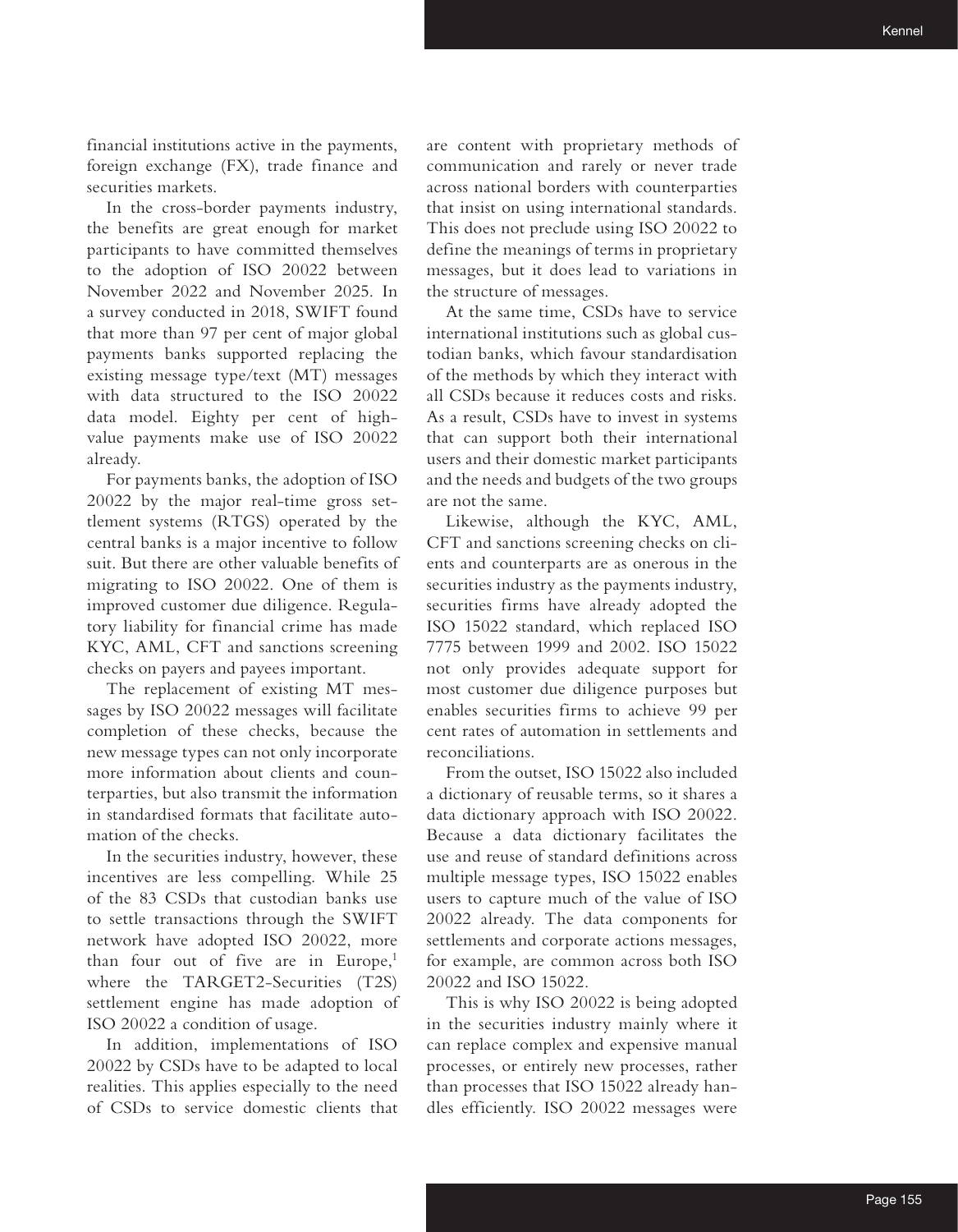financial institutions active in the payments, foreign exchange (FX), trade finance and securities markets.

In the cross-border payments industry, the benefits are great enough for market participants to have committed themselves to the adoption of ISO 20022 between November 2022 and November 2025. In a survey conducted in 2018, SWIFT found that more than 97 per cent of major global payments banks supported replacing the existing message type/text (MT) messages with data structured to the ISO 20022 data model. Eighty per cent of high-value payments make use of ISO 20022 already.

For payments banks, the adoption of ISO 20022 by the major real-time gross settlement systems (RTGS) operated by the central banks is a major incentive to follow suit. But there are other valuable benefits of migrating to ISO 20022. One of them is improved customer due diligence. Regulatory liability for financial crime has made KYC, AML, CFT and sanctions screening checks on payers and payees important.

The replacement of existing MT messages by ISO 20022 messages will facilitate completion of these checks, because the new message types can not only incorporate more information about clients and counterparties, but also transmit the information in standardised formats that facilitate automation of the checks.

In the securities industry, however, these incentives are less compelling. While 25 of the 83 CSDs that custodian banks use to settle transactions through the SWIFT network have adopted ISO 20022, more than four out of five are in Europe,[1] where the TARGET2-Securities (T2S) settlement engine has made adoption of ISO 20022 a condition of usage.

In addition, implementations of ISO 20022 by CSDs have to be adapted to local realities. This applies especially to the need of CSDs to service domestic clients that are content with proprietary methods of communication and rarely or never trade across national borders with counterparties that insist on using international standards. This does not preclude using ISO 20022 to define the meanings of terms in proprietary messages, but it does lead to variations in the structure of messages.

At the same time, CSDs have to service international institutions such as global custodian banks, which favour standardisation of the methods by which they interact with all CSDs because it reduces costs and risks. As a result, CSDs have to invest in systems that can support both their international users and their domestic market participants and the needs and budgets of the two groups are not the same.

Likewise, although the KYC, AML, CFT and sanctions screening checks on clients and counterparts are as onerous in the securities industry as the payments industry, securities firms have already adopted the ISO 15022 standard, which replaced ISO 7775 between 1999 and 2002. ISO 15022 not only provides adequate support for most customer due diligence purposes but enables securities firms to achieve 99 per cent rates of automation in settlements and reconciliations.

From the outset, ISO 15022 also included a dictionary of reusable terms, so it shares a data dictionary approach with ISO 20022. Because a data dictionary facilitates the use and reuse of standard definitions across multiple message types, ISO 15022 enables users to capture much of the value of ISO 20022 already. The data components for settlements and corporate actions messages, for example, are common across both ISO 20022 and ISO 15022.

This is why ISO 20022 is being adopted in the securities industry mainly where it can replace complex and expensive manual processes, or entirely new processes, rather than processes that ISO 15022 already handles efficiently. ISO 20022 messages were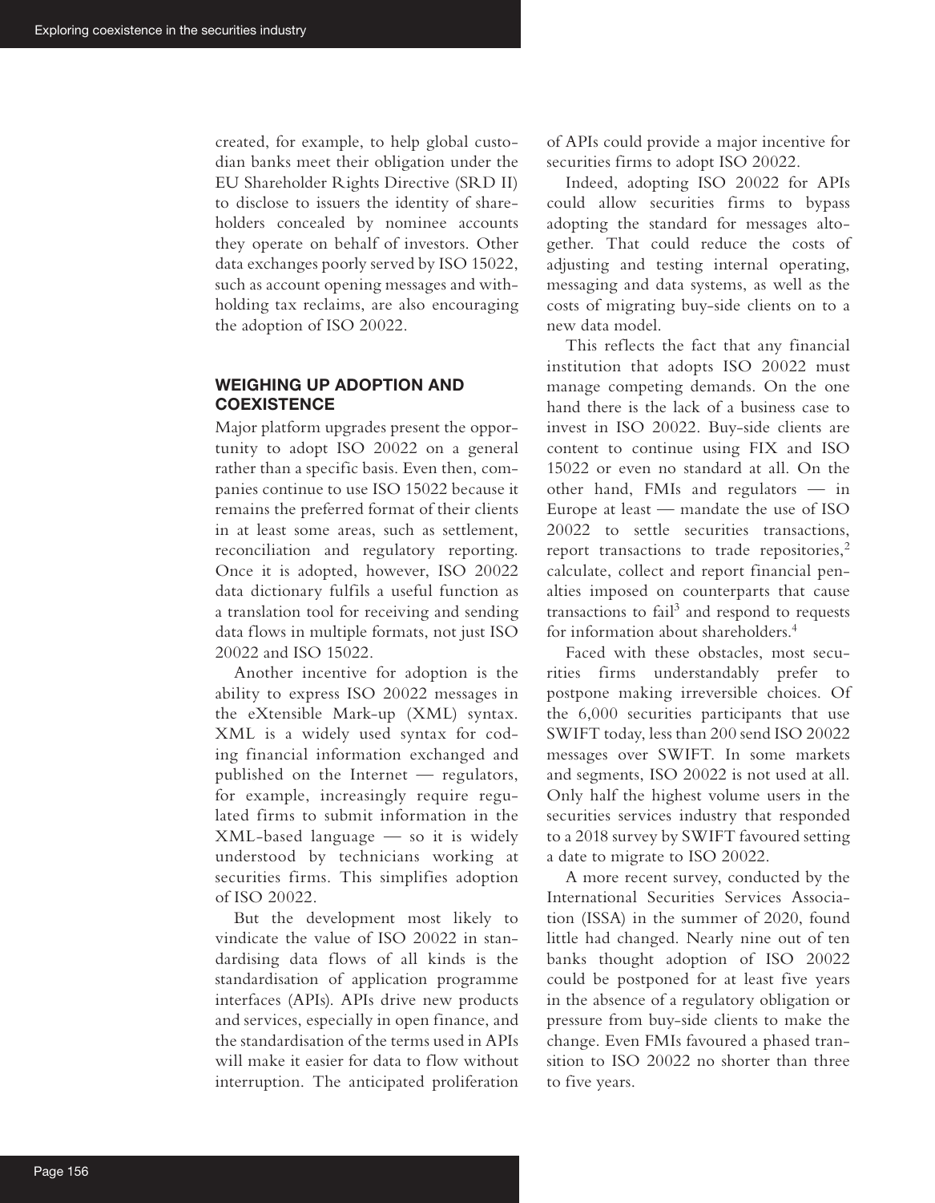created, for example, to help global custodian banks meet their obligation under the EU Shareholder Rights Directive (SRD II) to disclose to issuers the identity of shareholders concealed by nominee accounts they operate on behalf of investors. Other data exchanges poorly served by ISO 15022, such as account opening messages and withholding tax reclaims, are also encouraging the adoption of ISO 20022.

## WEIGHING UP ADOPTION AND COEXISTENCE

Major platform upgrades present the opportunity to adopt ISO 20022 on a general rather than a specific basis. Even then, companies continue to use ISO 15022 because it remains the preferred format of their clients in at least some areas, such as settlement, reconciliation and regulatory reporting. Once it is adopted, however, ISO 20022 data dictionary fulfils a useful function as a translation tool for receiving and sending data flows in multiple formats, not just ISO 20022 and ISO 15022.

Another incentive for adoption is the ability to express ISO 20022 messages in the eXtensible Mark-up (XML) syntax. XML is a widely used syntax for coding financial information exchanged and published on the Internet — regulators, for example, increasingly require regulated firms to submit information in the XML-based language — so it is widely understood by technicians working at securities firms. This simplifies adoption of ISO 20022.

But the development most likely to vindicate the value of ISO 20022 in standardising data flows of all kinds is the standardisation of application programme interfaces (APIs). APIs drive new products and services, especially in open finance, and the standardisation of the terms used in APIs will make it easier for data to flow without interruption. The anticipated proliferation of APIs could provide a major incentive for securities firms to adopt ISO 20022.

Indeed, adopting ISO 20022 for APIs could allow securities firms to bypass adopting the standard for messages altogether. That could reduce the costs of adjusting and testing internal operating, messaging and data systems, as well as the costs of migrating buy-side clients on to a new data model.

This reflects the fact that any financial institution that adopts ISO 20022 must manage competing demands. On the one hand there is the lack of a business case to invest in ISO 20022. Buy-side clients are content to continue using FIX and ISO 15022 or even no standard at all. On the other hand, FMIs and regulators — in Europe at least — mandate the use of ISO 20022 to settle securities transactions, report transactions to trade repositories,[2] calculate, collect and report financial penalties imposed on counterparts that cause transactions to fail[3] and respond to requests for information about shareholders.[4]

Faced with these obstacles, most securities firms understandably prefer to postpone making irreversible choices. Of the 6,000 securities participants that use SWIFT today, less than 200 send ISO 20022 messages over SWIFT. In some markets and segments, ISO 20022 is not used at all. Only half the highest volume users in the securities services industry that responded to a 2018 survey by SWIFT favoured setting a date to migrate to ISO 20022.

A more recent survey, conducted by the International Securities Services Association (ISSA) in the summer of 2020, found little had changed. Nearly nine out of ten banks thought adoption of ISO 20022 could be postponed for at least five years in the absence of a regulatory obligation or pressure from buy-side clients to make the change. Even FMIs favoured a phased transition to ISO 20022 no shorter than three to five years.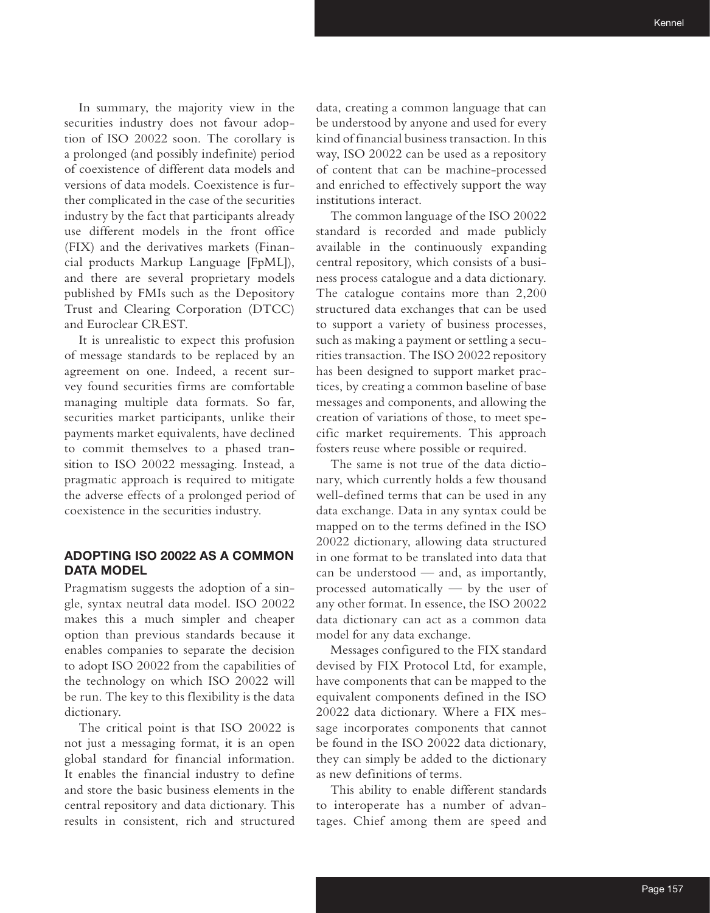In summary, the majority view in the securities industry does not favour adoption of ISO 20022 soon. The corollary is a prolonged (and possibly indefinite) period of coexistence of different data models and versions of data models. Coexistence is further complicated in the case of the securities industry by the fact that participants already use different models in the front office (FIX) and the derivatives markets (Financial products Markup Language [FpML]), and there are several proprietary models published by FMIs such as the Depository Trust and Clearing Corporation (DTCC) and Euroclear CREST.

It is unrealistic to expect this profusion of message standards to be replaced by an agreement on one. Indeed, a recent survey found securities firms are comfortable managing multiple data formats. So far, securities market participants, unlike their payments market equivalents, have declined to commit themselves to a phased transition to ISO 20022 messaging. Instead, a pragmatic approach is required to mitigate the adverse effects of a prolonged period of coexistence in the securities industry.

## ADOPTING ISO 20022 AS A COMMON DATA MODEL

Pragmatism suggests the adoption of a single, syntax neutral data model. ISO 20022 makes this a much simpler and cheaper option than previous standards because it enables companies to separate the decision to adopt ISO 20022 from the capabilities of the technology on which ISO 20022 will be run. The key to this flexibility is the data dictionary.

The critical point is that ISO 20022 is not just a messaging format, it is an open global standard for financial information. It enables the financial industry to define and store the basic business elements in the central repository and data dictionary. This results in consistent, rich and structured data, creating a common language that can be understood by anyone and used for every kind of financial business transaction. In this way, ISO 20022 can be used as a repository of content that can be machine-processed and enriched to effectively support the way institutions interact.

The common language of the ISO 20022 standard is recorded and made publicly available in the continuously expanding central repository, which consists of a business process catalogue and a data dictionary. The catalogue contains more than 2,200 structured data exchanges that can be used to support a variety of business processes, such as making a payment or settling a securities transaction. The ISO 20022 repository has been designed to support market practices, by creating a common baseline of base messages and components, and allowing the creation of variations of those, to meet specific market requirements. This approach fosters reuse where possible or required.

The same is not true of the data dictionary, which currently holds a few thousand well-defined terms that can be used in any data exchange. Data in any syntax could be mapped on to the terms defined in the ISO 20022 dictionary, allowing data structured in one format to be translated into data that can be understood — and, as importantly, processed automatically — by the user of any other format. In essence, the ISO 20022 data dictionary can act as a common data model for any data exchange.

Messages configured to the FIX standard devised by FIX Protocol Ltd, for example, have components that can be mapped to the equivalent components defined in the ISO 20022 data dictionary. Where a FIX message incorporates components that cannot be found in the ISO 20022 data dictionary, they can simply be added to the dictionary as new definitions of terms.

This ability to enable different standards to interoperate has a number of advantages. Chief among them are speed and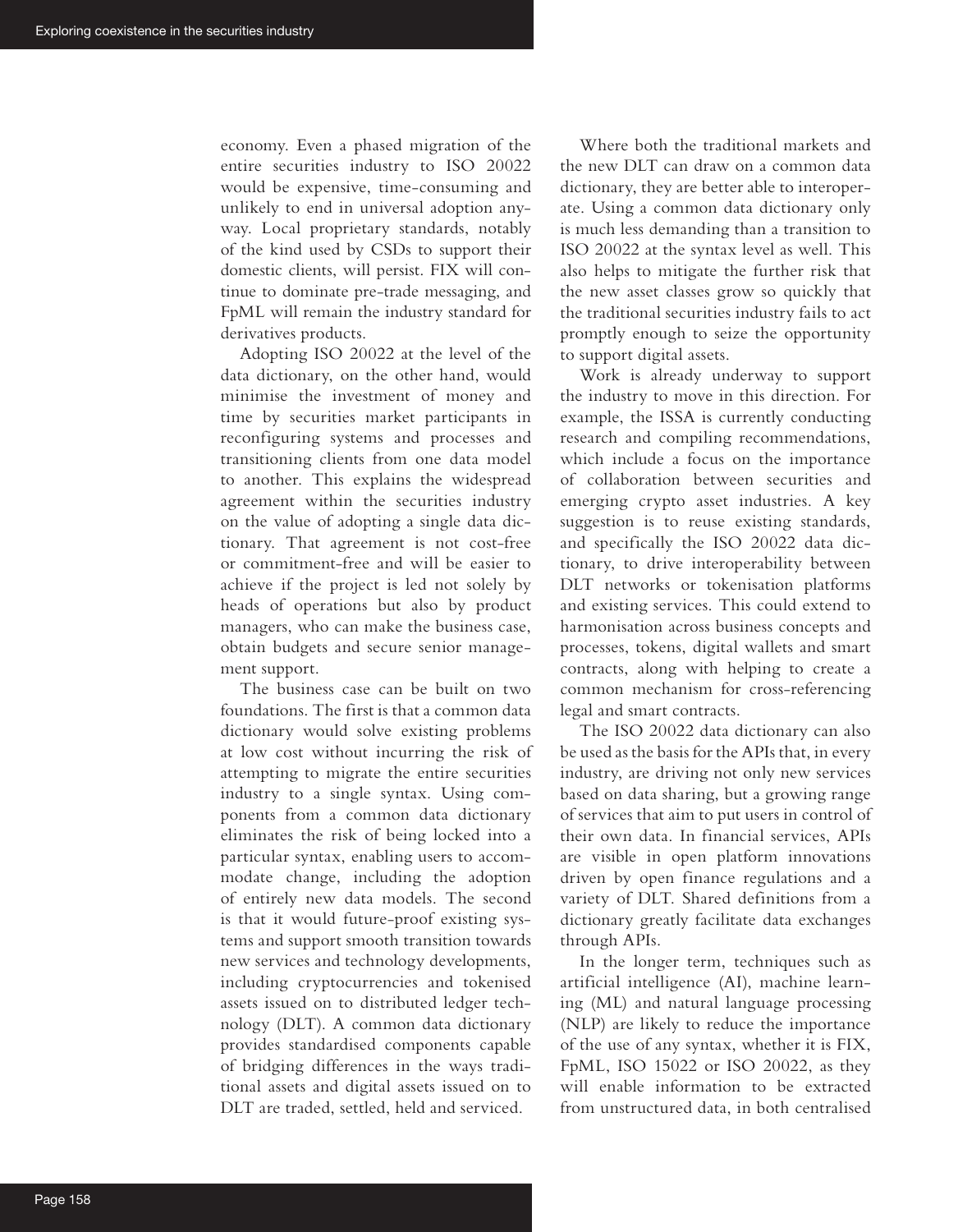economy. Even a phased migration of the entire securities industry to ISO 20022 would be expensive, time-consuming and unlikely to end in universal adoption anyway. Local proprietary standards, notably of the kind used by CSDs to support their domestic clients, will persist. FIX will continue to dominate pre-trade messaging, and FpML will remain the industry standard for derivatives products.

Adopting ISO 20022 at the level of the data dictionary, on the other hand, would minimise the investment of money and time by securities market participants in reconfiguring systems and processes and transitioning clients from one data model to another. This explains the widespread agreement within the securities industry on the value of adopting a single data dictionary. That agreement is not cost-free or commitment-free and will be easier to achieve if the project is led not solely by heads of operations but also by product managers, who can make the business case, obtain budgets and secure senior management support.

The business case can be built on two foundations. The first is that a common data dictionary would solve existing problems at low cost without incurring the risk of attempting to migrate the entire securities industry to a single syntax. Using components from a common data dictionary eliminates the risk of being locked into a particular syntax, enabling users to accommodate change, including the adoption of entirely new data models. The second is that it would future-proof existing systems and support smooth transition towards new services and technology developments, including cryptocurrencies and tokenised assets issued on to distributed ledger technology (DLT). A common data dictionary provides standardised components capable of bridging differences in the ways traditional assets and digital assets issued on to DLT are traded, settled, held and serviced.

Where both the traditional markets and the new DLT can draw on a common data dictionary, they are better able to interoperate. Using a common data dictionary only is much less demanding than a transition to ISO 20022 at the syntax level as well. This also helps to mitigate the further risk that the new asset classes grow so quickly that the traditional securities industry fails to act promptly enough to seize the opportunity to support digital assets.

Work is already underway to support the industry to move in this direction. For example, the ISSA is currently conducting research and compiling recommendations, which include a focus on the importance of collaboration between securities and emerging crypto asset industries. A key suggestion is to reuse existing standards, and specifically the ISO 20022 data dictionary, to drive interoperability between DLT networks or tokenisation platforms and existing services. This could extend to harmonisation across business concepts and processes, tokens, digital wallets and smart contracts, along with helping to create a common mechanism for cross-referencing legal and smart contracts.

The ISO 20022 data dictionary can also be used as the basis for the APIs that, in every industry, are driving not only new services based on data sharing, but a growing range of services that aim to put users in control of their own data. In financial services, APIs are visible in open platform innovations driven by open finance regulations and a variety of DLT. Shared definitions from a dictionary greatly facilitate data exchanges through APIs.

In the longer term, techniques such as artificial intelligence (AI), machine learning (ML) and natural language processing (NLP) are likely to reduce the importance of the use of any syntax, whether it is FIX, FpML, ISO 15022 or ISO 20022, as they will enable information to be extracted from unstructured data, in both centralised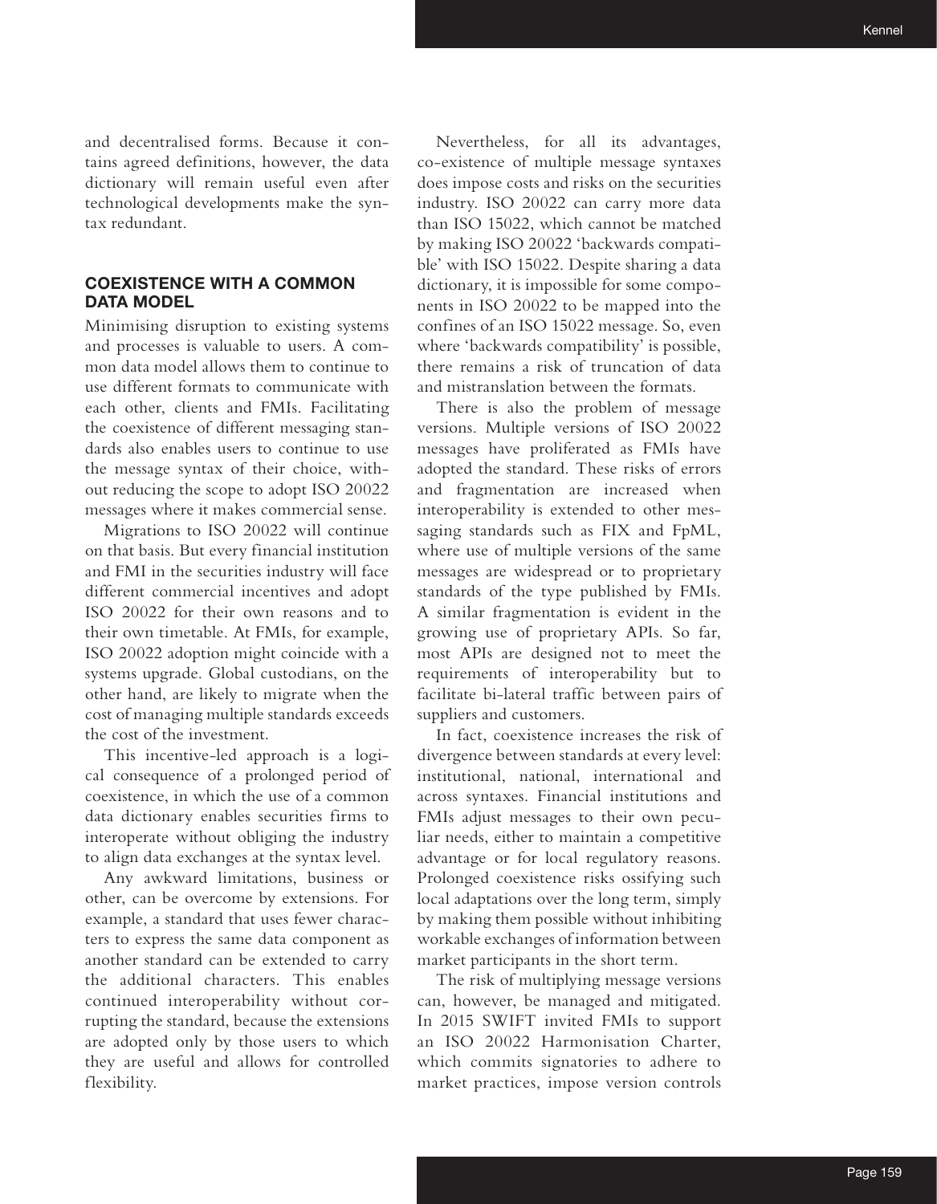and decentralised forms. Because it contains agreed definitions, however, the data dictionary will remain useful even after technological developments make the syntax redundant.

## COEXISTENCE WITH A COMMON DATA MODEL

Minimising disruption to existing systems and processes is valuable to users. A common data model allows them to continue to use different formats to communicate with each other, clients and FMIs. Facilitating the coexistence of different messaging standards also enables users to continue to use the message syntax of their choice, without reducing the scope to adopt ISO 20022 messages where it makes commercial sense.

Migrations to ISO 20022 will continue on that basis. But every financial institution and FMI in the securities industry will face different commercial incentives and adopt ISO 20022 for their own reasons and to their own timetable. At FMIs, for example, ISO 20022 adoption might coincide with a systems upgrade. Global custodians, on the other hand, are likely to migrate when the cost of managing multiple standards exceeds the cost of the investment.

This incentive-led approach is a logical consequence of a prolonged period of coexistence, in which the use of a common data dictionary enables securities firms to interoperate without obliging the industry to align data exchanges at the syntax level.

Any awkward limitations, business or other, can be overcome by extensions. For example, a standard that uses fewer characters to express the same data component as another standard can be extended to carry the additional characters. This enables continued interoperability without corrupting the standard, because the extensions are adopted only by those users to which they are useful and allows for controlled flexibility.

Nevertheless, for all its advantages, co-existence of multiple message syntaxes does impose costs and risks on the securities industry. ISO 20022 can carry more data than ISO 15022, which cannot be matched by making ISO 20022 'backwards compatible' with ISO 15022. Despite sharing a data dictionary, it is impossible for some components in ISO 20022 to be mapped into the confines of an ISO 15022 message. So, even where 'backwards compatibility' is possible, there remains a risk of truncation of data and mistranslation between the formats.

There is also the problem of message versions. Multiple versions of ISO 20022 messages have proliferated as FMIs have adopted the standard. These risks of errors and fragmentation are increased when interoperability is extended to other messaging standards such as FIX and FpML, where use of multiple versions of the same messages are widespread or to proprietary standards of the type published by FMIs. A similar fragmentation is evident in the growing use of proprietary APIs. So far, most APIs are designed not to meet the requirements of interoperability but to facilitate bi-lateral traffic between pairs of suppliers and customers.

In fact, coexistence increases the risk of divergence between standards at every level: institutional, national, international and across syntaxes. Financial institutions and FMIs adjust messages to their own peculiar needs, either to maintain a competitive advantage or for local regulatory reasons. Prolonged coexistence risks ossifying such local adaptations over the long term, simply by making them possible without inhibiting workable exchanges of information between market participants in the short term.

The risk of multiplying message versions can, however, be managed and mitigated. In 2015 SWIFT invited FMIs to support an ISO 20022 Harmonisation Charter, which commits signatories to adhere to market practices, impose version controls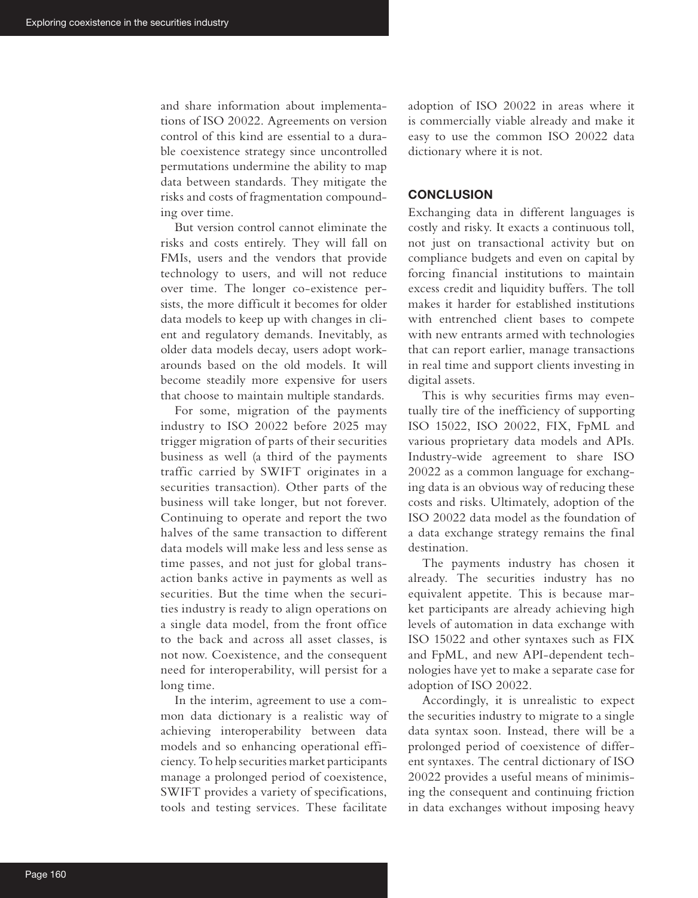and share information about implementations of ISO 20022. Agreements on version control of this kind are essential to a durable coexistence strategy since uncontrolled permutations undermine the ability to map data between standards. They mitigate the risks and costs of fragmentation compounding over time.

But version control cannot eliminate the risks and costs entirely. They will fall on FMIs, users and the vendors that provide technology to users, and will not reduce over time. The longer co-existence persists, the more difficult it becomes for older data models to keep up with changes in client and regulatory demands. Inevitably, as older data models decay, users adopt workarounds based on the old models. It will become steadily more expensive for users that choose to maintain multiple standards.

For some, migration of the payments industry to ISO 20022 before 2025 may trigger migration of parts of their securities business as well (a third of the payments traffic carried by SWIFT originates in a securities transaction). Other parts of the business will take longer, but not forever. Continuing to operate and report the two halves of the same transaction to different data models will make less and less sense as time passes, and not just for global transaction banks active in payments as well as securities. But the time when the securities industry is ready to align operations on a single data model, from the front office to the back and across all asset classes, is not now. Coexistence, and the consequent need for interoperability, will persist for a long time.

In the interim, agreement to use a common data dictionary is a realistic way of achieving interoperability between data models and so enhancing operational efficiency. To help securities market participants manage a prolonged period of coexistence, SWIFT provides a variety of specifications, tools and testing services. These facilitate adoption of ISO 20022 in areas where it is commercially viable already and make it easy to use the common ISO 20022 data dictionary where it is not.

## CONCLUSION

Exchanging data in different languages is costly and risky. It exacts a continuous toll, not just on transactional activity but on compliance budgets and even on capital by forcing financial institutions to maintain excess credit and liquidity buffers. The toll makes it harder for established institutions with entrenched client bases to compete with new entrants armed with technologies that can report earlier, manage transactions in real time and support clients investing in digital assets.

This is why securities firms may eventually tire of the inefficiency of supporting ISO 15022, ISO 20022, FIX, FpML and various proprietary data models and APIs. Industry-wide agreement to share ISO 20022 as a common language for exchanging data is an obvious way of reducing these costs and risks. Ultimately, adoption of the ISO 20022 data model as the foundation of a data exchange strategy remains the final destination.

The payments industry has chosen it already. The securities industry has no equivalent appetite. This is because market participants are already achieving high levels of automation in data exchange with ISO 15022 and other syntaxes such as FIX and FpML, and new API-dependent technologies have yet to make a separate case for adoption of ISO 20022.

Accordingly, it is unrealistic to expect the securities industry to migrate to a single data syntax soon. Instead, there will be a prolonged period of coexistence of different syntaxes. The central dictionary of ISO 20022 provides a useful means of minimising the consequent and continuing friction in data exchanges without imposing heavy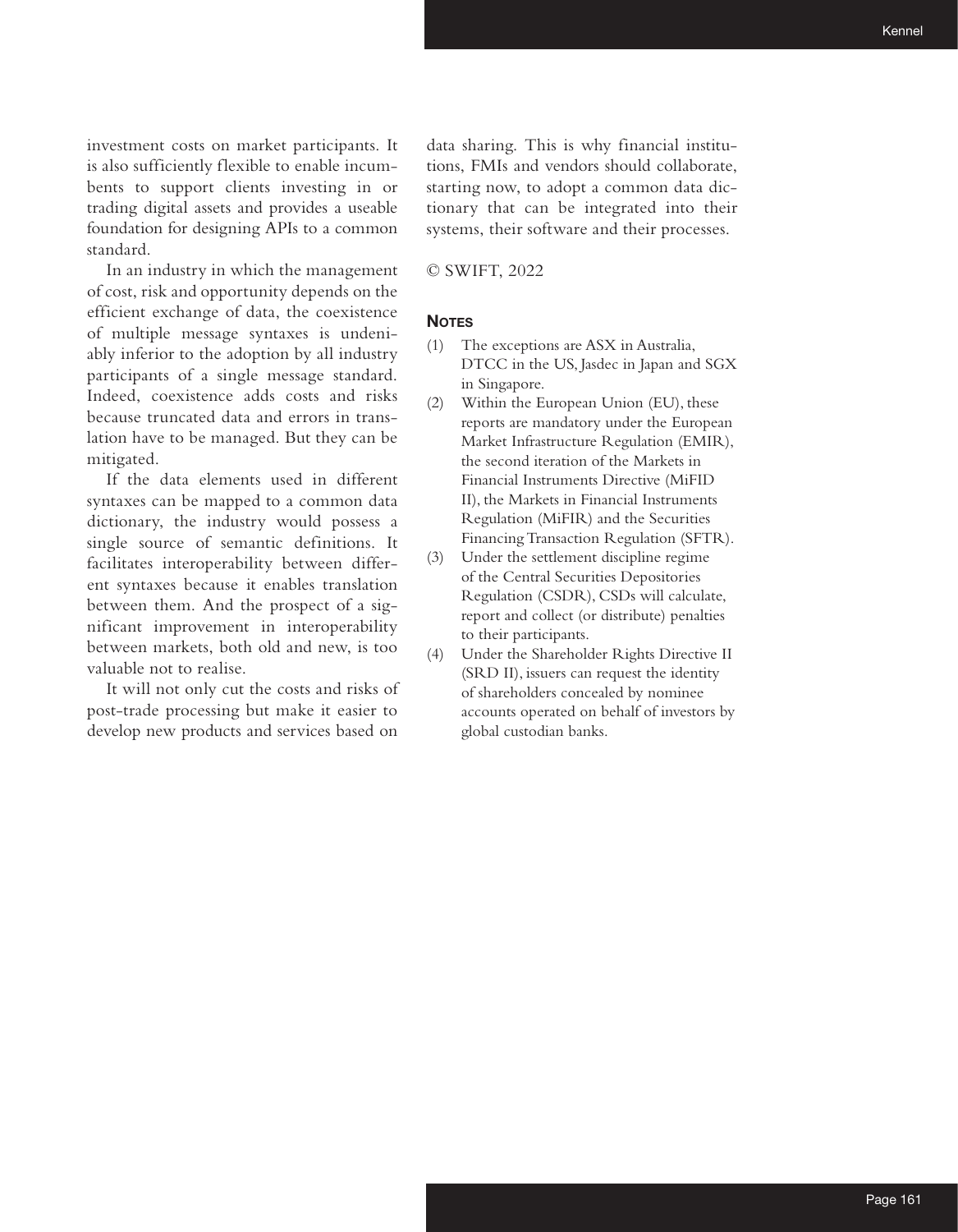investment costs on market participants. It is also sufficiently flexible to enable incumbents to support clients investing in or trading digital assets and provides a useable foundation for designing APIs to a common standard.

In an industry in which the management of cost, risk and opportunity depends on the efficient exchange of data, the coexistence of multiple message syntaxes is undeniably inferior to the adoption by all industry participants of a single message standard. Indeed, coexistence adds costs and risks because truncated data and errors in translation have to be managed. But they can be mitigated.

If the data elements used in different syntaxes can be mapped to a common data dictionary, the industry would possess a single source of semantic definitions. It facilitates interoperability between different syntaxes because it enables translation between them. And the prospect of a significant improvement in interoperability between markets, both old and new, is too valuable not to realise.

It will not only cut the costs and risks of post-trade processing but make it easier to develop new products and services based on data sharing. This is why financial institutions, FMIs and vendors should collaborate, starting now, to adopt a common data dictionary that can be integrated into their systems, their software and their processes.

© SWIFT, 2022

## Notes

(1) The exceptions are ASX in Australia, DTCC in the US, Jasdec in Japan and SGX in Singapore.

(2) Within the European Union (EU), these reports are mandatory under the European Market Infrastructure Regulation (EMIR), the second iteration of the Markets in Financial Instruments Directive (MiFID II), the Markets in Financial Instruments Regulation (MiFIR) and the Securities Financing Transaction Regulation (SFTR).

(3) Under the settlement discipline regime of the Central Securities Depositories Regulation (CSDR), CSDs will calculate, report and collect (or distribute) penalties to their participants.

(4) Under the Shareholder Rights Directive II (SRD II), issuers can request the identity of shareholders concealed by nominee accounts operated on behalf of investors by global custodian banks.